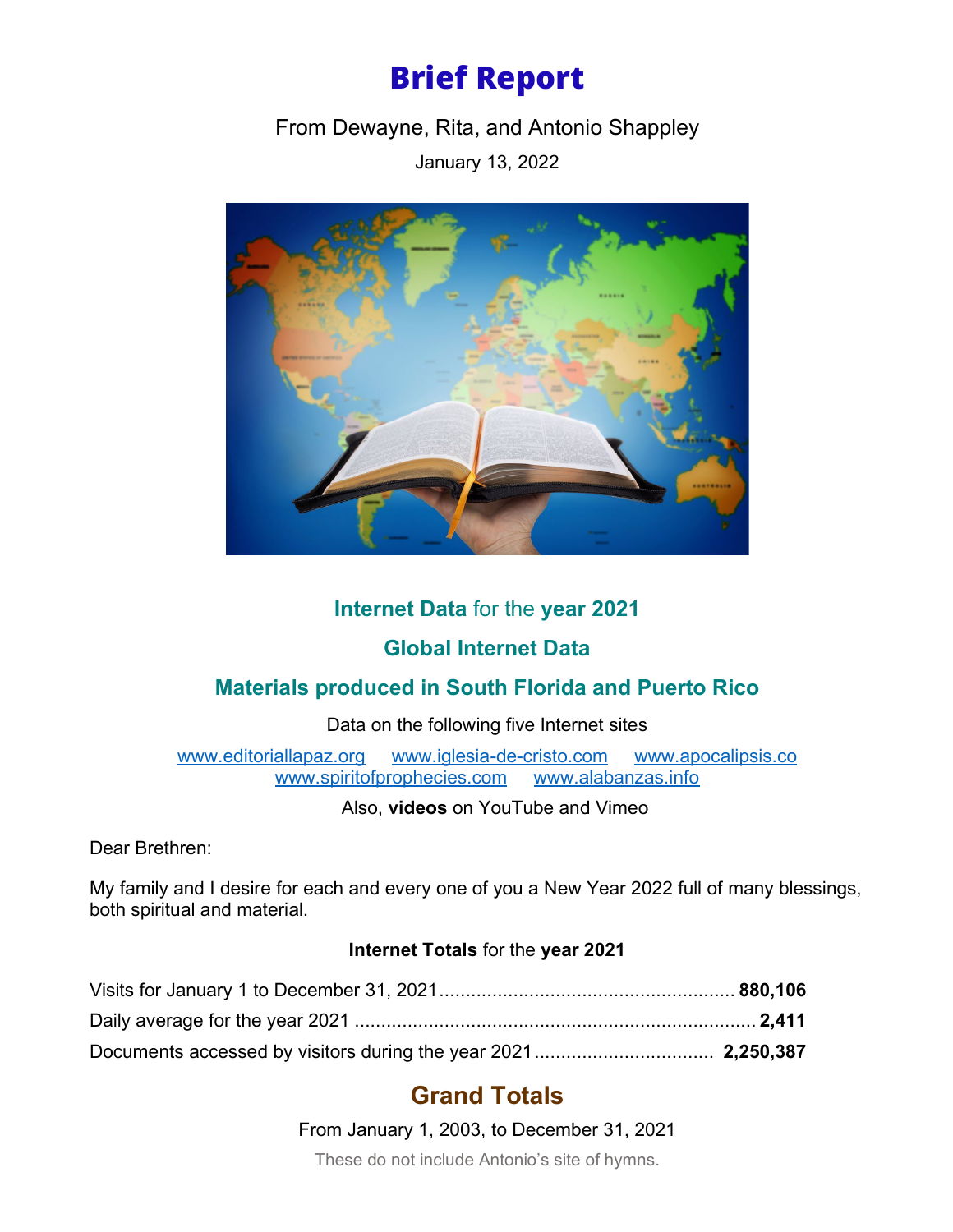# Brief Report

From Dewayne, Rita, and Antonio Shappley

January 13, 2022

## **Internet Data** for the **year 2021**

## Global Internet Data

## Materials produced in South Florida and Puerto Rico

Data on the following five Internet sites

www.editoriallapaz.org www.iglesia-de-cristo.com www.apocalipsis.co
www.spiritofprophecies.com www.alabanzas.info

Also, **videos** on YouTube and Vimeo

Dear Brethren:

My family and I desire for each and every one of you a New Year 2022 full of many blessings, both spiritual and material.

**Internet Totals** for the **year 2021**

Visits for January 1 to December 31, 2021........................................................ **880,106**

Daily average for the year 2021 ........................................................................... **2,411**

Documents accessed by visitors during the year 2021................................. **2,250,387**

## Grand Totals

From January 1, 2003, to December 31, 2021

These do not include Antonio's site of hymns.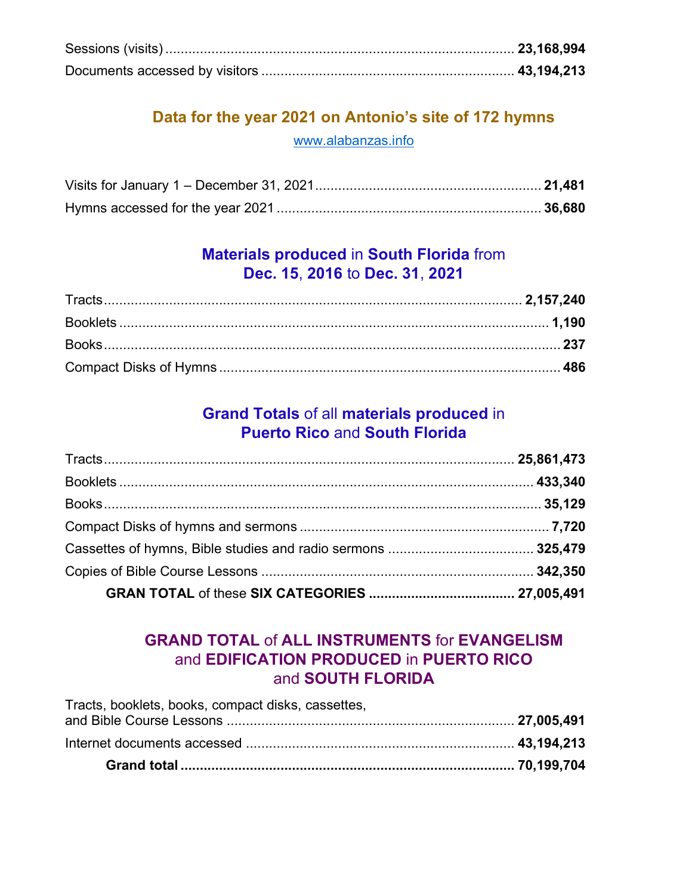Sessions (visits) .......... **23,168,994**
Documents accessed by visitors .......... **43,194,213**

## Data for the year 2021 on Antonio's site of 172 hymns

www.alabanzas.info

Visits for January 1 – December 31, 2021 .......... **21,481**
Hymns accessed for the year 2021 .......... **36,680**

## Materials produced in South Florida from Dec. 15, 2016 to Dec. 31, 2021

| Item | Quantity |
| --- | --- |
| Tracts | **2,157,240** |
| Booklets | **1,190** |
| Books | **237** |
| Compact Disks of Hymns | **486** |

## Grand Totals of all materials produced in Puerto Rico and South Florida

| Item | Quantity |
| --- | --- |
| Tracts | **25,861,473** |
| Booklets | **433,340** |
| Books | **35,129** |
| Compact Disks of hymns and sermons | **7,720** |
| Cassettes of hymns, Bible studies and radio sermons | **325,479** |
| Copies of Bible Course Lessons | **342,350** |
| **GRAN TOTAL** of these **SIX CATEGORIES** | **27,005,491** |

## GRAND TOTAL of ALL INSTRUMENTS for EVANGELISM and EDIFICATION PRODUCED in PUERTO RICO and SOUTH FLORIDA

| Item | Quantity |
| --- | --- |
| Tracts, booklets, books, compact disks, cassettes, and Bible Course Lessons | **27,005,491** |
| Internet documents accessed | **43,194,213** |
| **Grand total** | **70,199,704** |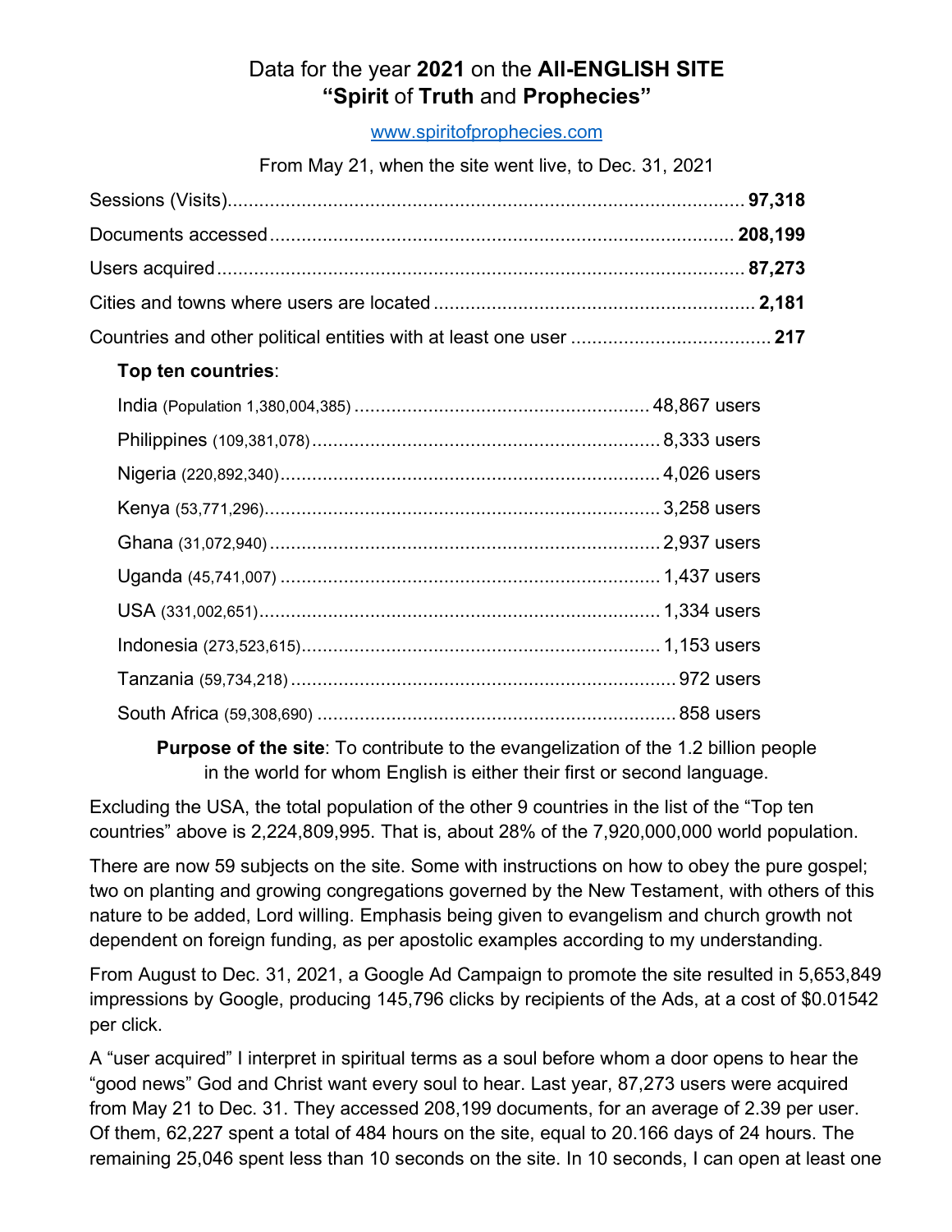# Data for the year **2021** on the **All-ENGLISH SITE** **"Spirit** of **Truth** and **Prophecies"**

[www.spiritofprophecies.com](http://www.spiritofprophecies.com)

From May 21, when the site went live, to Dec. 31, 2021

| | |
|---|---|
| Sessions (Visits) | **97,318** |
| Documents accessed | **208,199** |
| Users acquired | **87,273** |
| Cities and towns where users are located | **2,181** |
| Countries and other political entities with at least one user | **217** |

**Top ten countries**:

| Country (Population) | Users |
|---|---|
| India (Population 1,380,004,385) | 48,867 users |
| Philippines (109,381,078) | 8,333 users |
| Nigeria (220,892,340) | 4,026 users |
| Kenya (53,771,296) | 3,258 users |
| Ghana (31,072,940) | 2,937 users |
| Uganda (45,741,007) | 1,437 users |
| USA (331,002,651) | 1,334 users |
| Indonesia (273,523,615) | 1,153 users |
| Tanzania (59,734,218) | 972 users |
| South Africa (59,308,690) | 858 users |

**Purpose of the site**: To contribute to the evangelization of the 1.2 billion people in the world for whom English is either their first or second language.

Excluding the USA, the total population of the other 9 countries in the list of the "Top ten countries" above is 2,224,809,995. That is, about 28% of the 7,920,000,000 world population.

There are now 59 subjects on the site. Some with instructions on how to obey the pure gospel; two on planting and growing congregations governed by the New Testament, with others of this nature to be added, Lord willing. Emphasis being given to evangelism and church growth not dependent on foreign funding, as per apostolic examples according to my understanding.

From August to Dec. 31, 2021, a Google Ad Campaign to promote the site resulted in 5,653,849 impressions by Google, producing 145,796 clicks by recipients of the Ads, at a cost of $0.01542 per click.

A "user acquired" I interpret in spiritual terms as a soul before whom a door opens to hear the "good news" God and Christ want every soul to hear. Last year, 87,273 users were acquired from May 21 to Dec. 31. They accessed 208,199 documents, for an average of 2.39 per user. Of them, 62,227 spent a total of 484 hours on the site, equal to 20.166 days of 24 hours. The remaining 25,046 spent less than 10 seconds on the site. In 10 seconds, I can open at least one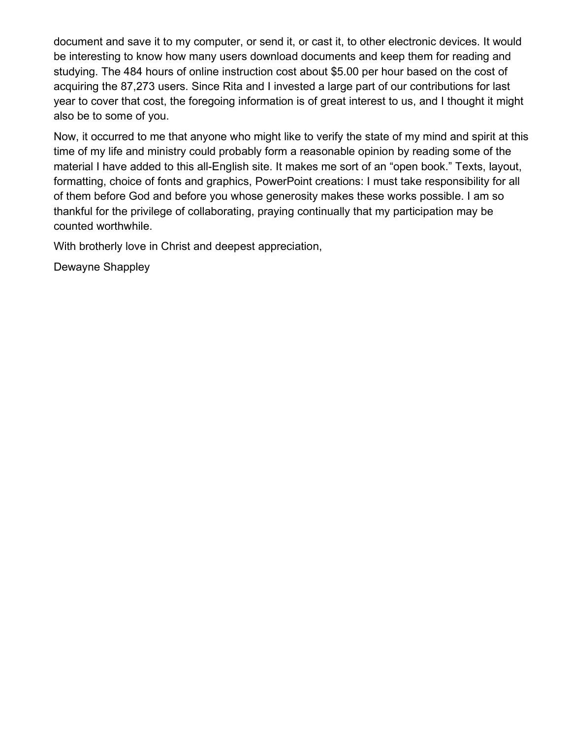document and save it to my computer, or send it, or cast it, to other electronic devices. It would be interesting to know how many users download documents and keep them for reading and studying. The 484 hours of online instruction cost about $5.00 per hour based on the cost of acquiring the 87,273 users. Since Rita and I invested a large part of our contributions for last year to cover that cost, the foregoing information is of great interest to us, and I thought it might also be to some of you.

Now, it occurred to me that anyone who might like to verify the state of my mind and spirit at this time of my life and ministry could probably form a reasonable opinion by reading some of the material I have added to this all-English site. It makes me sort of an "open book." Texts, layout, formatting, choice of fonts and graphics, PowerPoint creations: I must take responsibility for all of them before God and before you whose generosity makes these works possible. I am so thankful for the privilege of collaborating, praying continually that my participation may be counted worthwhile.

With brotherly love in Christ and deepest appreciation,

Dewayne Shappley